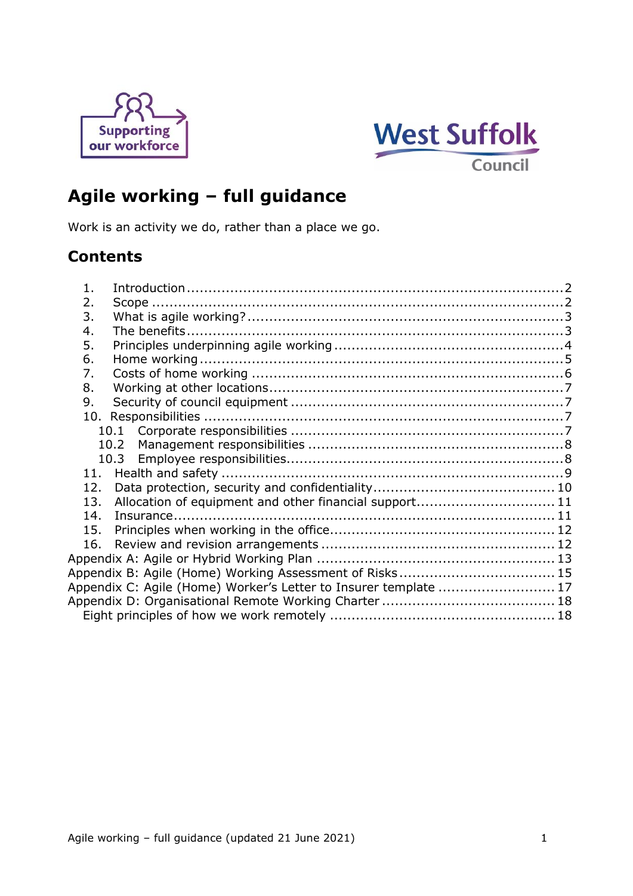# Agile working – full guidance

Work is an activity we do, rather than a place we go.

## Contents

1. Introduction ..... 2
2. Scope ..... 2
3. What is agile working? ..... 3
4. The benefits ..... 3
5. Principles underpinning agile working ..... 4
6. Home working ..... 5
7. Costs of home working ..... 6
8. Working at other locations ..... 7
9. Security of council equipment ..... 7
10. Responsibilities ..... 7
    - 10.1 Corporate responsibilities ..... 7
    - 10.2 Management responsibilities ..... 8
    - 10.3 Employee responsibilities ..... 8
11. Health and safety ..... 9
12. Data protection, security and confidentiality ..... 10
13. Allocation of equipment and other financial support ..... 11
14. Insurance ..... 11
15. Principles when working in the office ..... 12
16. Review and revision arrangements ..... 12

Appendix A: Agile or Hybrid Working Plan ..... 13
Appendix B: Agile (Home) Working Assessment of Risks ..... 15
Appendix C: Agile (Home) Worker's Letter to Insurer template ..... 17
Appendix D: Organisational Remote Working Charter ..... 18
- Eight principles of how we work remotely ..... 18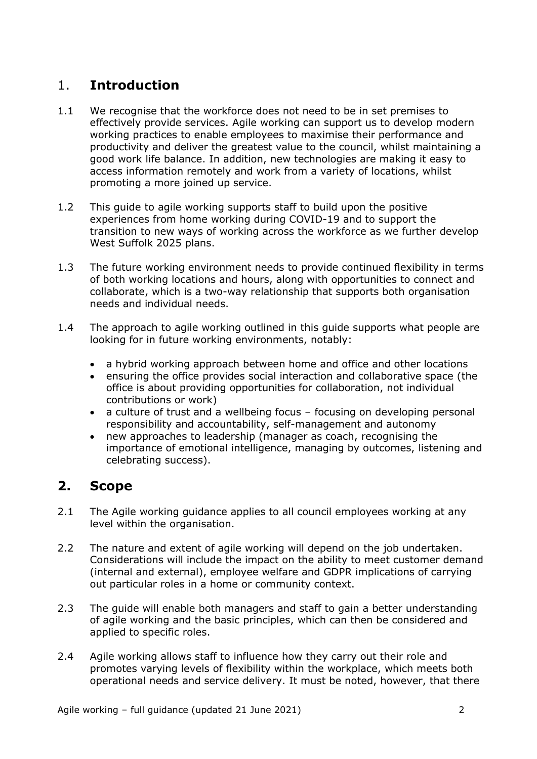## 1. Introduction

1.1 We recognise that the workforce does not need to be in set premises to effectively provide services. Agile working can support us to develop modern working practices to enable employees to maximise their performance and productivity and deliver the greatest value to the council, whilst maintaining a good work life balance. In addition, new technologies are making it easy to access information remotely and work from a variety of locations, whilst promoting a more joined up service.

1.2 This guide to agile working supports staff to build upon the positive experiences from home working during COVID-19 and to support the transition to new ways of working across the workforce as we further develop West Suffolk 2025 plans.

1.3 The future working environment needs to provide continued flexibility in terms of both working locations and hours, along with opportunities to connect and collaborate, which is a two-way relationship that supports both organisation needs and individual needs.

1.4 The approach to agile working outlined in this guide supports what people are looking for in future working environments, notably:

- a hybrid working approach between home and office and other locations
- ensuring the office provides social interaction and collaborative space (the office is about providing opportunities for collaboration, not individual contributions or work)
- a culture of trust and a wellbeing focus – focusing on developing personal responsibility and accountability, self-management and autonomy
- new approaches to leadership (manager as coach, recognising the importance of emotional intelligence, managing by outcomes, listening and celebrating success).

## 2. Scope

2.1 The Agile working guidance applies to all council employees working at any level within the organisation.

2.2 The nature and extent of agile working will depend on the job undertaken. Considerations will include the impact on the ability to meet customer demand (internal and external), employee welfare and GDPR implications of carrying out particular roles in a home or community context.

2.3 The guide will enable both managers and staff to gain a better understanding of agile working and the basic principles, which can then be considered and applied to specific roles.

2.4 Agile working allows staff to influence how they carry out their role and promotes varying levels of flexibility within the workplace, which meets both operational needs and service delivery. It must be noted, however, that there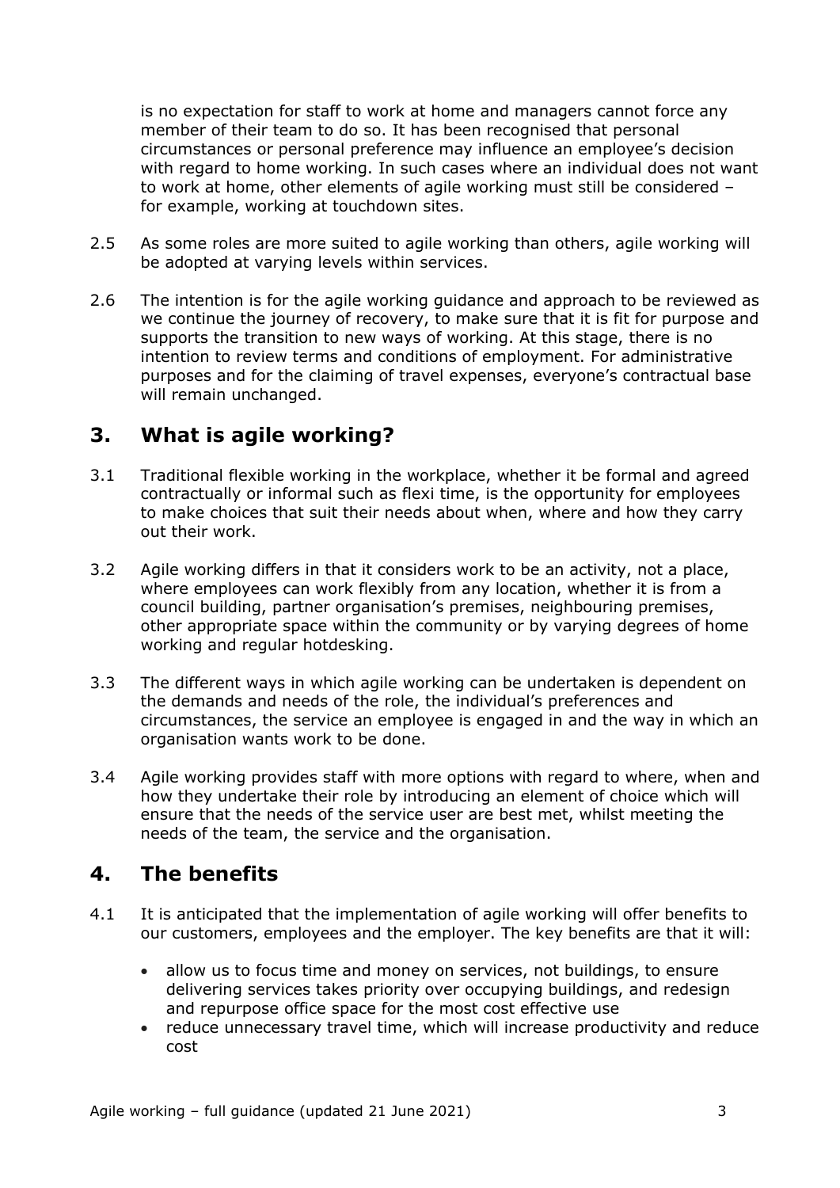is no expectation for staff to work at home and managers cannot force any member of their team to do so. It has been recognised that personal circumstances or personal preference may influence an employee's decision with regard to home working. In such cases where an individual does not want to work at home, other elements of agile working must still be considered – for example, working at touchdown sites.

2.5 As some roles are more suited to agile working than others, agile working will be adopted at varying levels within services.

2.6 The intention is for the agile working guidance and approach to be reviewed as we continue the journey of recovery, to make sure that it is fit for purpose and supports the transition to new ways of working. At this stage, there is no intention to review terms and conditions of employment. For administrative purposes and for the claiming of travel expenses, everyone's contractual base will remain unchanged.

## 3. What is agile working?

3.1 Traditional flexible working in the workplace, whether it be formal and agreed contractually or informal such as flexi time, is the opportunity for employees to make choices that suit their needs about when, where and how they carry out their work.

3.2 Agile working differs in that it considers work to be an activity, not a place, where employees can work flexibly from any location, whether it is from a council building, partner organisation's premises, neighbouring premises, other appropriate space within the community or by varying degrees of home working and regular hotdesking.

3.3 The different ways in which agile working can be undertaken is dependent on the demands and needs of the role, the individual's preferences and circumstances, the service an employee is engaged in and the way in which an organisation wants work to be done.

3.4 Agile working provides staff with more options with regard to where, when and how they undertake their role by introducing an element of choice which will ensure that the needs of the service user are best met, whilst meeting the needs of the team, the service and the organisation.

## 4. The benefits

4.1 It is anticipated that the implementation of agile working will offer benefits to our customers, employees and the employer. The key benefits are that it will:

- allow us to focus time and money on services, not buildings, to ensure delivering services takes priority over occupying buildings, and redesign and repurpose office space for the most cost effective use
- reduce unnecessary travel time, which will increase productivity and reduce cost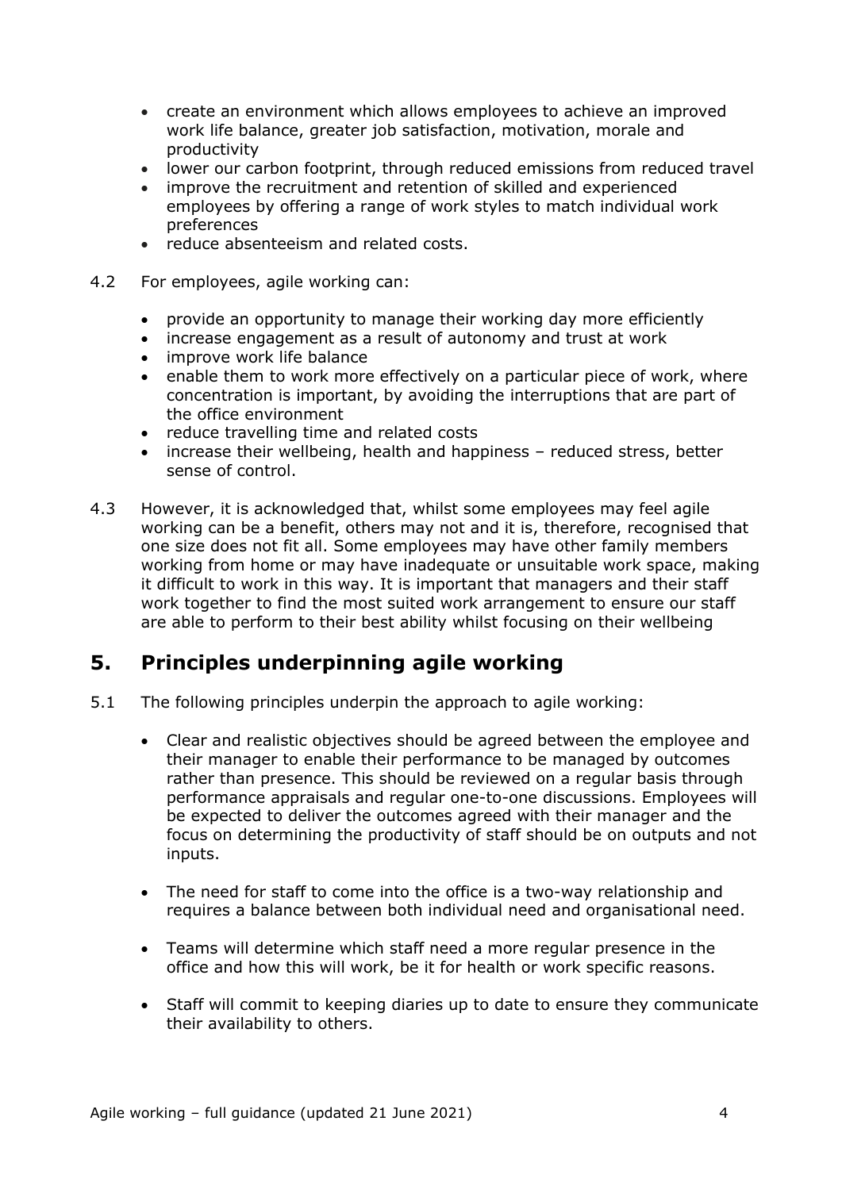- create an environment which allows employees to achieve an improved work life balance, greater job satisfaction, motivation, morale and productivity
- lower our carbon footprint, through reduced emissions from reduced travel
- improve the recruitment and retention of skilled and experienced employees by offering a range of work styles to match individual work preferences
- reduce absenteeism and related costs.

4.2 For employees, agile working can:

- provide an opportunity to manage their working day more efficiently
- increase engagement as a result of autonomy and trust at work
- improve work life balance
- enable them to work more effectively on a particular piece of work, where concentration is important, by avoiding the interruptions that are part of the office environment
- reduce travelling time and related costs
- increase their wellbeing, health and happiness – reduced stress, better sense of control.

4.3 However, it is acknowledged that, whilst some employees may feel agile working can be a benefit, others may not and it is, therefore, recognised that one size does not fit all. Some employees may have other family members working from home or may have inadequate or unsuitable work space, making it difficult to work in this way. It is important that managers and their staff work together to find the most suited work arrangement to ensure our staff are able to perform to their best ability whilst focusing on their wellbeing

## 5. Principles underpinning agile working

5.1 The following principles underpin the approach to agile working:

- Clear and realistic objectives should be agreed between the employee and their manager to enable their performance to be managed by outcomes rather than presence. This should be reviewed on a regular basis through performance appraisals and regular one-to-one discussions. Employees will be expected to deliver the outcomes agreed with their manager and the focus on determining the productivity of staff should be on outputs and not inputs.

- The need for staff to come into the office is a two-way relationship and requires a balance between both individual need and organisational need.

- Teams will determine which staff need a more regular presence in the office and how this will work, be it for health or work specific reasons.

- Staff will commit to keeping diaries up to date to ensure they communicate their availability to others.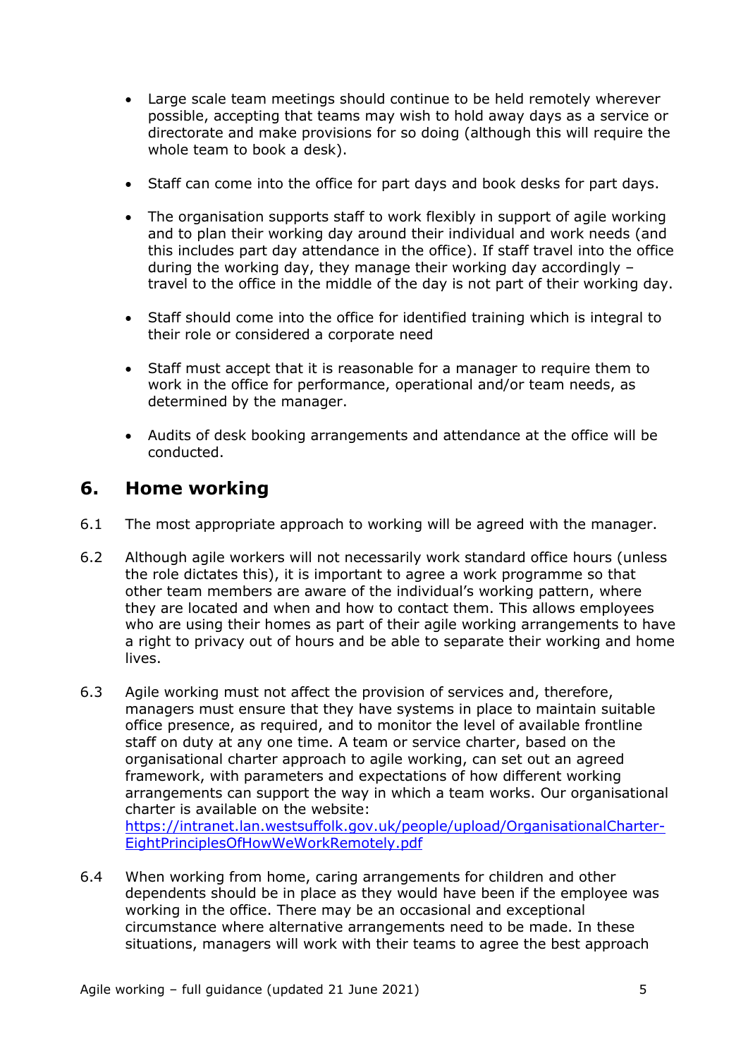- Large scale team meetings should continue to be held remotely wherever possible, accepting that teams may wish to hold away days as a service or directorate and make provisions for so doing (although this will require the whole team to book a desk).
- Staff can come into the office for part days and book desks for part days.
- The organisation supports staff to work flexibly in support of agile working and to plan their working day around their individual and work needs (and this includes part day attendance in the office). If staff travel into the office during the working day, they manage their working day accordingly – travel to the office in the middle of the day is not part of their working day.
- Staff should come into the office for identified training which is integral to their role or considered a corporate need
- Staff must accept that it is reasonable for a manager to require them to work in the office for performance, operational and/or team needs, as determined by the manager.
- Audits of desk booking arrangements and attendance at the office will be conducted.

## 6. Home working

6.1 The most appropriate approach to working will be agreed with the manager.

6.2 Although agile workers will not necessarily work standard office hours (unless the role dictates this), it is important to agree a work programme so that other team members are aware of the individual's working pattern, where they are located and when and how to contact them. This allows employees who are using their homes as part of their agile working arrangements to have a right to privacy out of hours and be able to separate their working and home lives.

6.3 Agile working must not affect the provision of services and, therefore, managers must ensure that they have systems in place to maintain suitable office presence, as required, and to monitor the level of available frontline staff on duty at any one time. A team or service charter, based on the organisational charter approach to agile working, can set out an agreed framework, with parameters and expectations of how different working arrangements can support the way in which a team works. Our organisational charter is available on the website: [https://intranet.lan.westsuffolk.gov.uk/people/upload/OrganisationalCharter-EightPrinciplesOfHowWeWorkRemotely.pdf](https://intranet.lan.westsuffolk.gov.uk/people/upload/OrganisationalCharter-EightPrinciplesOfHowWeWorkRemotely.pdf)

6.4 When working from home, caring arrangements for children and other dependents should be in place as they would have been if the employee was working in the office. There may be an occasional and exceptional circumstance where alternative arrangements need to be made. In these situations, managers will work with their teams to agree the best approach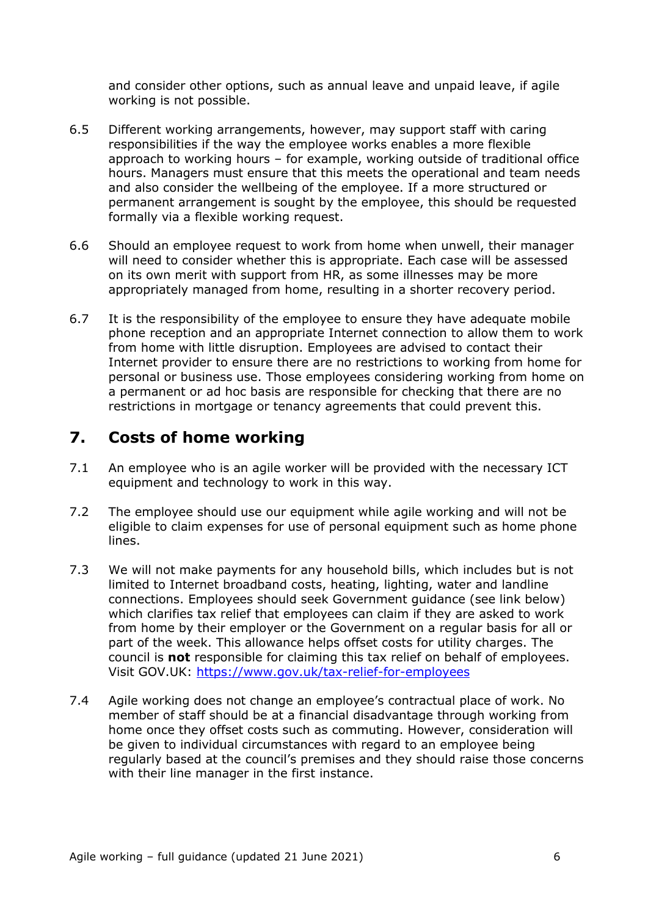and consider other options, such as annual leave and unpaid leave, if agile working is not possible.

6.5 Different working arrangements, however, may support staff with caring responsibilities if the way the employee works enables a more flexible approach to working hours – for example, working outside of traditional office hours. Managers must ensure that this meets the operational and team needs and also consider the wellbeing of the employee. If a more structured or permanent arrangement is sought by the employee, this should be requested formally via a flexible working request.

6.6 Should an employee request to work from home when unwell, their manager will need to consider whether this is appropriate. Each case will be assessed on its own merit with support from HR, as some illnesses may be more appropriately managed from home, resulting in a shorter recovery period.

6.7 It is the responsibility of the employee to ensure they have adequate mobile phone reception and an appropriate Internet connection to allow them to work from home with little disruption. Employees are advised to contact their Internet provider to ensure there are no restrictions to working from home for personal or business use. Those employees considering working from home on a permanent or ad hoc basis are responsible for checking that there are no restrictions in mortgage or tenancy agreements that could prevent this.

## 7. Costs of home working

7.1 An employee who is an agile worker will be provided with the necessary ICT equipment and technology to work in this way.

7.2 The employee should use our equipment while agile working and will not be eligible to claim expenses for use of personal equipment such as home phone lines.

7.3 We will not make payments for any household bills, which includes but is not limited to Internet broadband costs, heating, lighting, water and landline connections. Employees should seek Government guidance (see link below) which clarifies tax relief that employees can claim if they are asked to work from home by their employer or the Government on a regular basis for all or part of the week. This allowance helps offset costs for utility charges. The council is **not** responsible for claiming this tax relief on behalf of employees. Visit GOV.UK: [https://www.gov.uk/tax-relief-for-employees](https://www.gov.uk/tax-relief-for-employees)

7.4 Agile working does not change an employee's contractual place of work. No member of staff should be at a financial disadvantage through working from home once they offset costs such as commuting. However, consideration will be given to individual circumstances with regard to an employee being regularly based at the council's premises and they should raise those concerns with their line manager in the first instance.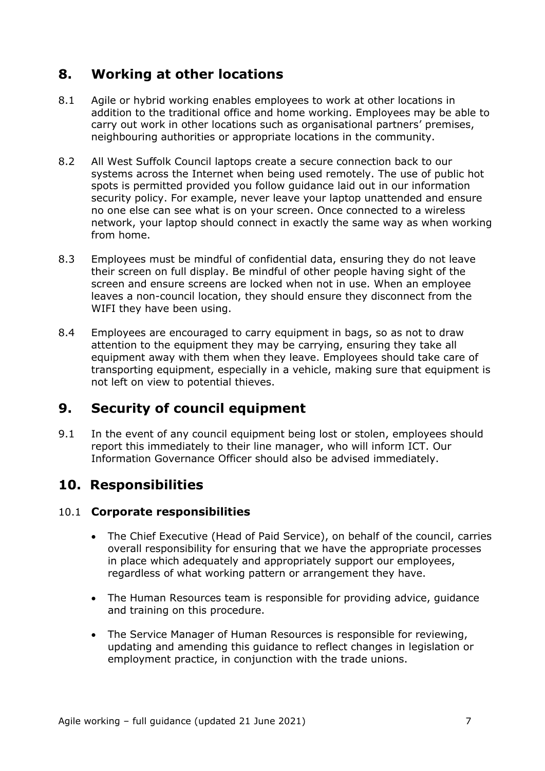## 8. Working at other locations

8.1 Agile or hybrid working enables employees to work at other locations in addition to the traditional office and home working. Employees may be able to carry out work in other locations such as organisational partners' premises, neighbouring authorities or appropriate locations in the community.

8.2 All West Suffolk Council laptops create a secure connection back to our systems across the Internet when being used remotely. The use of public hot spots is permitted provided you follow guidance laid out in our information security policy. For example, never leave your laptop unattended and ensure no one else can see what is on your screen. Once connected to a wireless network, your laptop should connect in exactly the same way as when working from home.

8.3 Employees must be mindful of confidential data, ensuring they do not leave their screen on full display. Be mindful of other people having sight of the screen and ensure screens are locked when not in use. When an employee leaves a non-council location, they should ensure they disconnect from the WIFI they have been using.

8.4 Employees are encouraged to carry equipment in bags, so as not to draw attention to the equipment they may be carrying, ensuring they take all equipment away with them when they leave. Employees should take care of transporting equipment, especially in a vehicle, making sure that equipment is not left on view to potential thieves.

## 9. Security of council equipment

9.1 In the event of any council equipment being lost or stolen, employees should report this immediately to their line manager, who will inform ICT. Our Information Governance Officer should also be advised immediately.

## 10. Responsibilities

### 10.1 Corporate responsibilities

- The Chief Executive (Head of Paid Service), on behalf of the council, carries overall responsibility for ensuring that we have the appropriate processes in place which adequately and appropriately support our employees, regardless of what working pattern or arrangement they have.
- The Human Resources team is responsible for providing advice, guidance and training on this procedure.
- The Service Manager of Human Resources is responsible for reviewing, updating and amending this guidance to reflect changes in legislation or employment practice, in conjunction with the trade unions.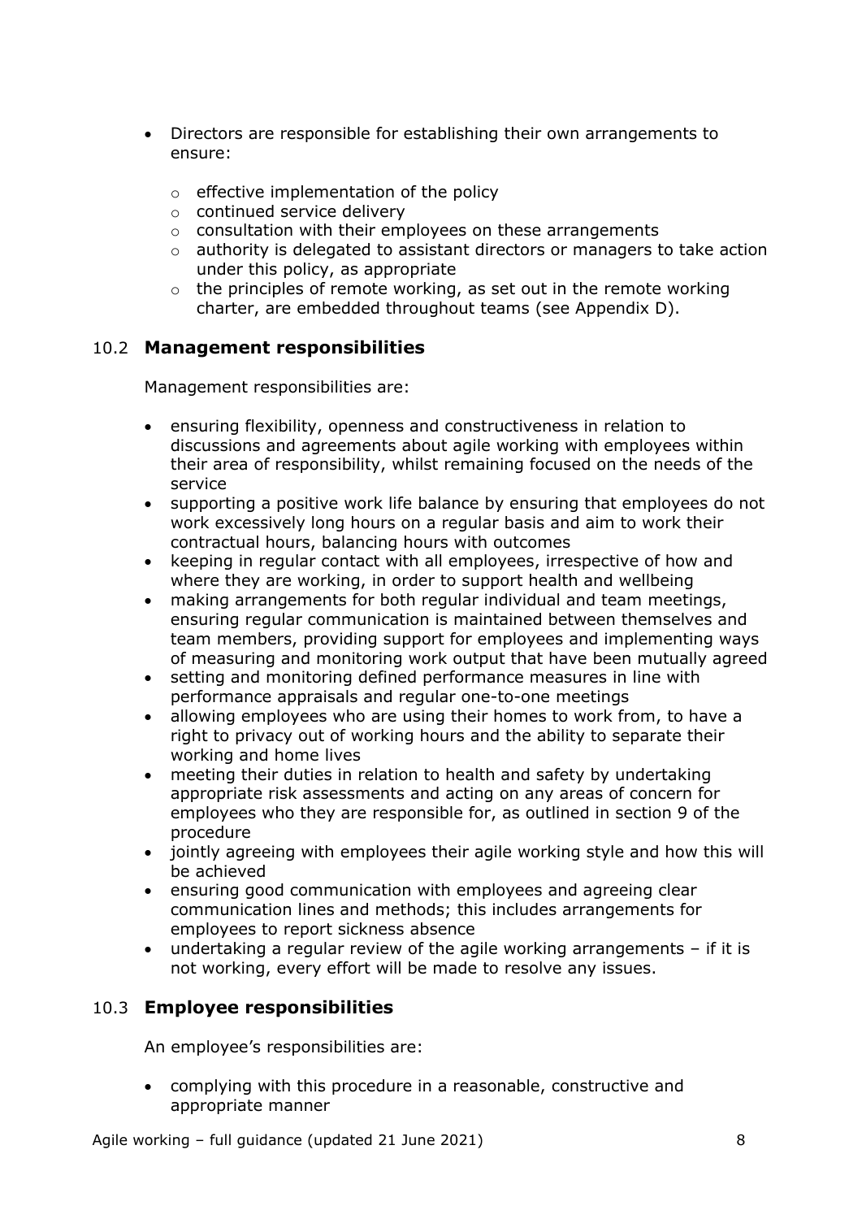- Directors are responsible for establishing their own arrangements to ensure:
  - effective implementation of the policy
  - continued service delivery
  - consultation with their employees on these arrangements
  - authority is delegated to assistant directors or managers to take action under this policy, as appropriate
  - the principles of remote working, as set out in the remote working charter, are embedded throughout teams (see Appendix D).

### 10.2 Management responsibilities

Management responsibilities are:

- ensuring flexibility, openness and constructiveness in relation to discussions and agreements about agile working with employees within their area of responsibility, whilst remaining focused on the needs of the service
- supporting a positive work life balance by ensuring that employees do not work excessively long hours on a regular basis and aim to work their contractual hours, balancing hours with outcomes
- keeping in regular contact with all employees, irrespective of how and where they are working, in order to support health and wellbeing
- making arrangements for both regular individual and team meetings, ensuring regular communication is maintained between themselves and team members, providing support for employees and implementing ways of measuring and monitoring work output that have been mutually agreed
- setting and monitoring defined performance measures in line with performance appraisals and regular one-to-one meetings
- allowing employees who are using their homes to work from, to have a right to privacy out of working hours and the ability to separate their working and home lives
- meeting their duties in relation to health and safety by undertaking appropriate risk assessments and acting on any areas of concern for employees who they are responsible for, as outlined in section 9 of the procedure
- jointly agreeing with employees their agile working style and how this will be achieved
- ensuring good communication with employees and agreeing clear communication lines and methods; this includes arrangements for employees to report sickness absence
- undertaking a regular review of the agile working arrangements – if it is not working, every effort will be made to resolve any issues.

### 10.3 Employee responsibilities

An employee's responsibilities are:

- complying with this procedure in a reasonable, constructive and appropriate manner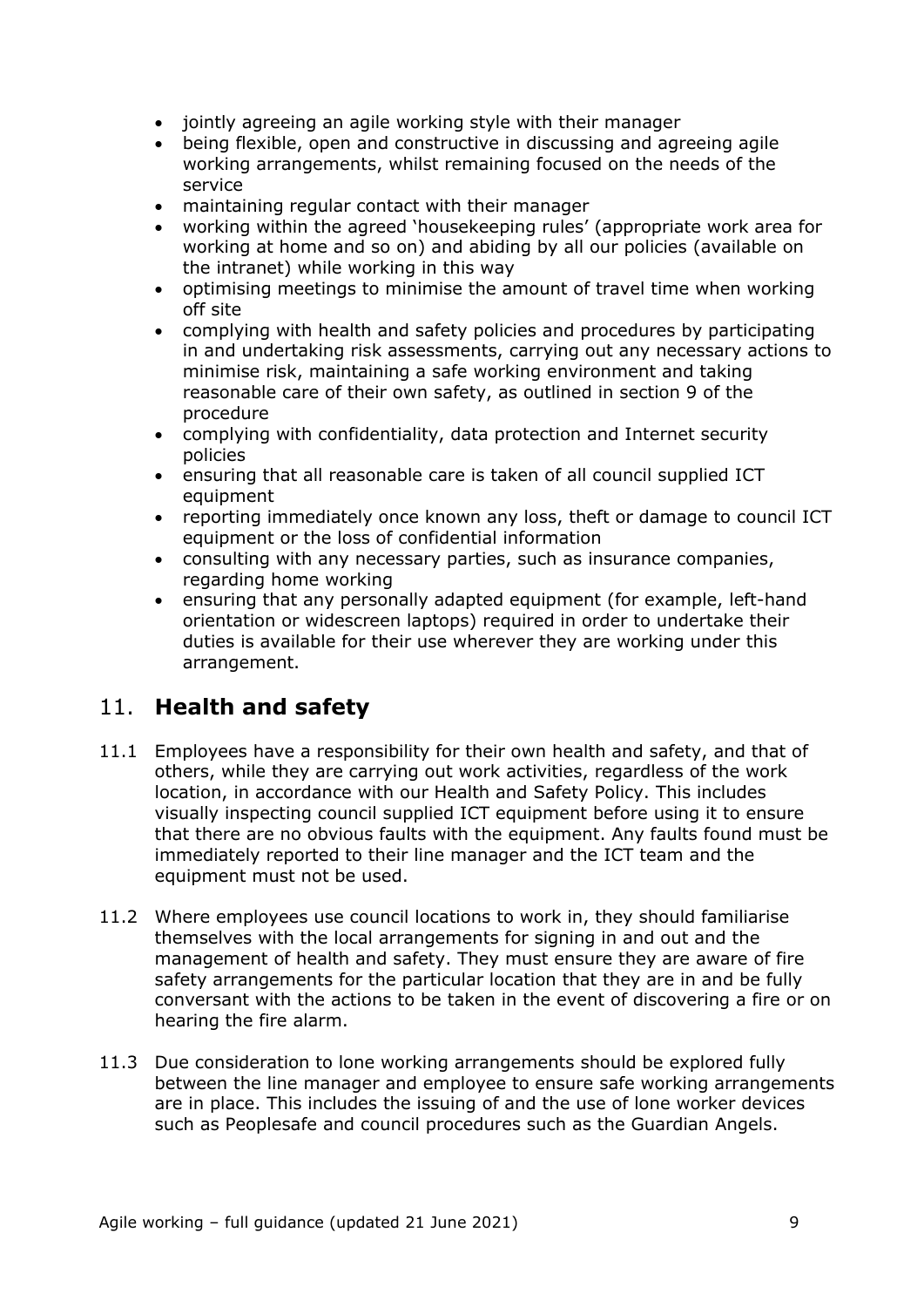- jointly agreeing an agile working style with their manager
- being flexible, open and constructive in discussing and agreeing agile working arrangements, whilst remaining focused on the needs of the service
- maintaining regular contact with their manager
- working within the agreed 'housekeeping rules' (appropriate work area for working at home and so on) and abiding by all our policies (available on the intranet) while working in this way
- optimising meetings to minimise the amount of travel time when working off site
- complying with health and safety policies and procedures by participating in and undertaking risk assessments, carrying out any necessary actions to minimise risk, maintaining a safe working environment and taking reasonable care of their own safety, as outlined in section 9 of the procedure
- complying with confidentiality, data protection and Internet security policies
- ensuring that all reasonable care is taken of all council supplied ICT equipment
- reporting immediately once known any loss, theft or damage to council ICT equipment or the loss of confidential information
- consulting with any necessary parties, such as insurance companies, regarding home working
- ensuring that any personally adapted equipment (for example, left-hand orientation or widescreen laptops) required in order to undertake their duties is available for their use wherever they are working under this arrangement.

## 11. **Health and safety**

11.1 Employees have a responsibility for their own health and safety, and that of others, while they are carrying out work activities, regardless of the work location, in accordance with our Health and Safety Policy. This includes visually inspecting council supplied ICT equipment before using it to ensure that there are no obvious faults with the equipment. Any faults found must be immediately reported to their line manager and the ICT team and the equipment must not be used.

11.2 Where employees use council locations to work in, they should familiarise themselves with the local arrangements for signing in and out and the management of health and safety. They must ensure they are aware of fire safety arrangements for the particular location that they are in and be fully conversant with the actions to be taken in the event of discovering a fire or on hearing the fire alarm.

11.3 Due consideration to lone working arrangements should be explored fully between the line manager and employee to ensure safe working arrangements are in place. This includes the issuing of and the use of lone worker devices such as Peoplesafe and council procedures such as the Guardian Angels.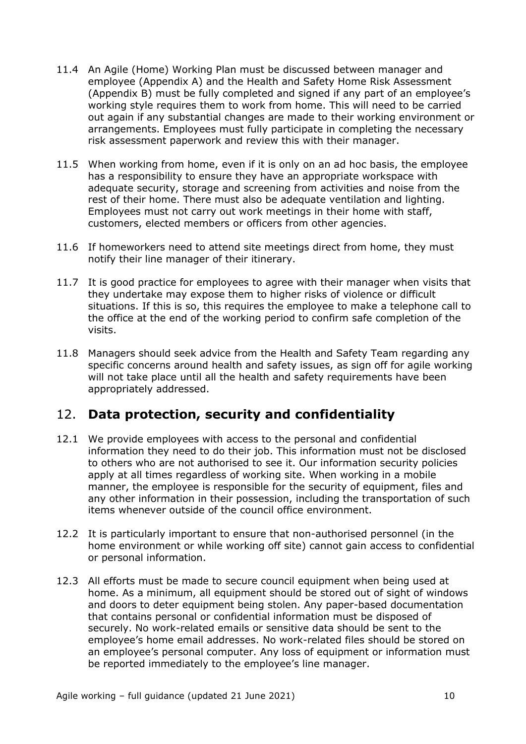11.4 An Agile (Home) Working Plan must be discussed between manager and employee (Appendix A) and the Health and Safety Home Risk Assessment (Appendix B) must be fully completed and signed if any part of an employee's working style requires them to work from home. This will need to be carried out again if any substantial changes are made to their working environment or arrangements. Employees must fully participate in completing the necessary risk assessment paperwork and review this with their manager.

11.5 When working from home, even if it is only on an ad hoc basis, the employee has a responsibility to ensure they have an appropriate workspace with adequate security, storage and screening from activities and noise from the rest of their home. There must also be adequate ventilation and lighting. Employees must not carry out work meetings in their home with staff, customers, elected members or officers from other agencies.

11.6 If homeworkers need to attend site meetings direct from home, they must notify their line manager of their itinerary.

11.7 It is good practice for employees to agree with their manager when visits that they undertake may expose them to higher risks of violence or difficult situations. If this is so, this requires the employee to make a telephone call to the office at the end of the working period to confirm safe completion of the visits.

11.8 Managers should seek advice from the Health and Safety Team regarding any specific concerns around health and safety issues, as sign off for agile working will not take place until all the health and safety requirements have been appropriately addressed.

## 12. **Data protection, security and confidentiality**

12.1 We provide employees with access to the personal and confidential information they need to do their job. This information must not be disclosed to others who are not authorised to see it. Our information security policies apply at all times regardless of working site. When working in a mobile manner, the employee is responsible for the security of equipment, files and any other information in their possession, including the transportation of such items whenever outside of the council office environment.

12.2 It is particularly important to ensure that non-authorised personnel (in the home environment or while working off site) cannot gain access to confidential or personal information.

12.3 All efforts must be made to secure council equipment when being used at home. As a minimum, all equipment should be stored out of sight of windows and doors to deter equipment being stolen. Any paper-based documentation that contains personal or confidential information must be disposed of securely. No work-related emails or sensitive data should be sent to the employee's home email addresses. No work-related files should be stored on an employee's personal computer. Any loss of equipment or information must be reported immediately to the employee's line manager.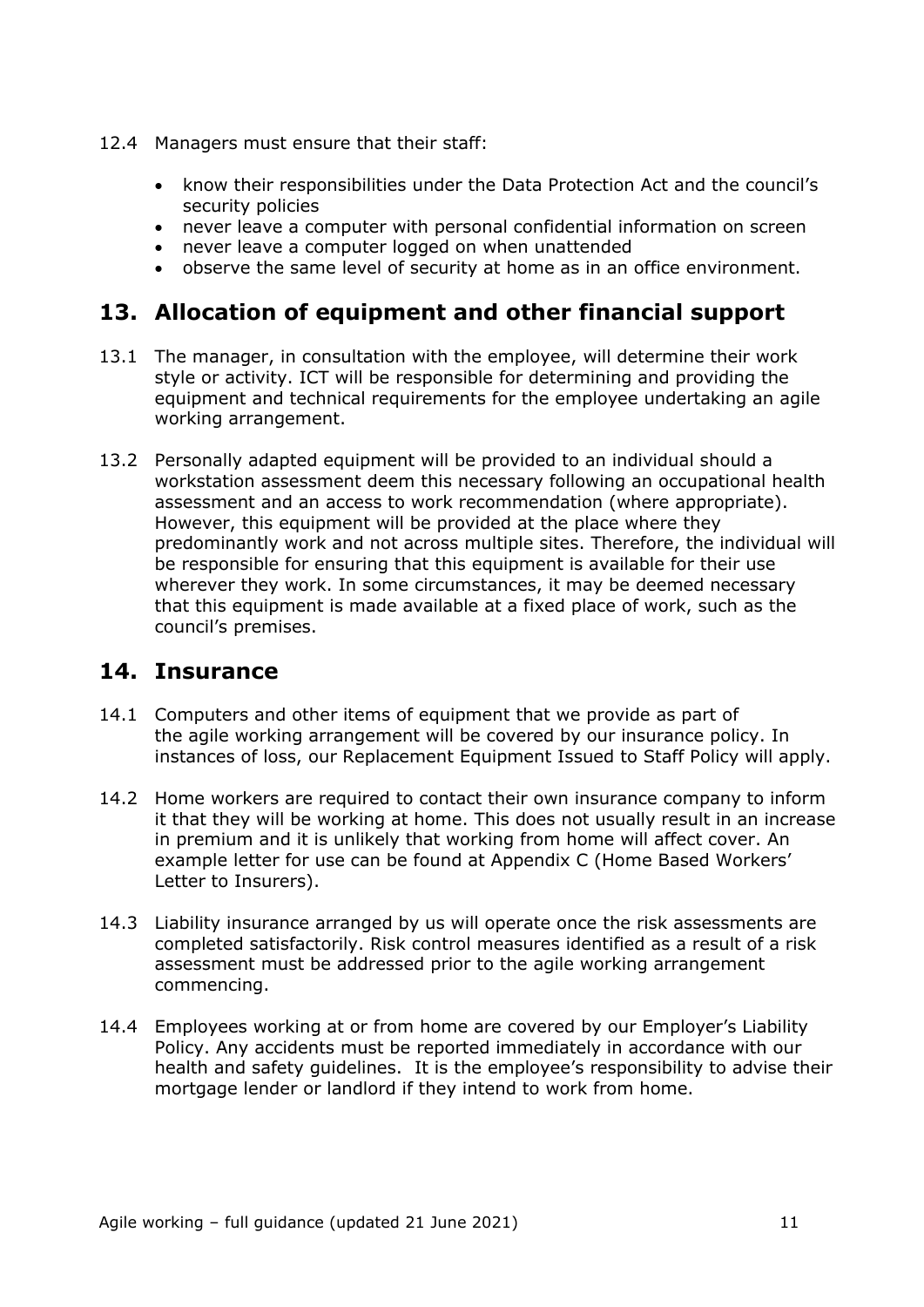12.4 Managers must ensure that their staff:

- know their responsibilities under the Data Protection Act and the council's security policies
- never leave a computer with personal confidential information on screen
- never leave a computer logged on when unattended
- observe the same level of security at home as in an office environment.

## 13. Allocation of equipment and other financial support

13.1 The manager, in consultation with the employee, will determine their work style or activity. ICT will be responsible for determining and providing the equipment and technical requirements for the employee undertaking an agile working arrangement.

13.2 Personally adapted equipment will be provided to an individual should a workstation assessment deem this necessary following an occupational health assessment and an access to work recommendation (where appropriate). However, this equipment will be provided at the place where they predominantly work and not across multiple sites. Therefore, the individual will be responsible for ensuring that this equipment is available for their use wherever they work. In some circumstances, it may be deemed necessary that this equipment is made available at a fixed place of work, such as the council's premises.

## 14. Insurance

14.1 Computers and other items of equipment that we provide as part of the agile working arrangement will be covered by our insurance policy. In instances of loss, our Replacement Equipment Issued to Staff Policy will apply.

14.2 Home workers are required to contact their own insurance company to inform it that they will be working at home. This does not usually result in an increase in premium and it is unlikely that working from home will affect cover. An example letter for use can be found at Appendix C (Home Based Workers' Letter to Insurers).

14.3 Liability insurance arranged by us will operate once the risk assessments are completed satisfactorily. Risk control measures identified as a result of a risk assessment must be addressed prior to the agile working arrangement commencing.

14.4 Employees working at or from home are covered by our Employer's Liability Policy. Any accidents must be reported immediately in accordance with our health and safety guidelines. It is the employee's responsibility to advise their mortgage lender or landlord if they intend to work from home.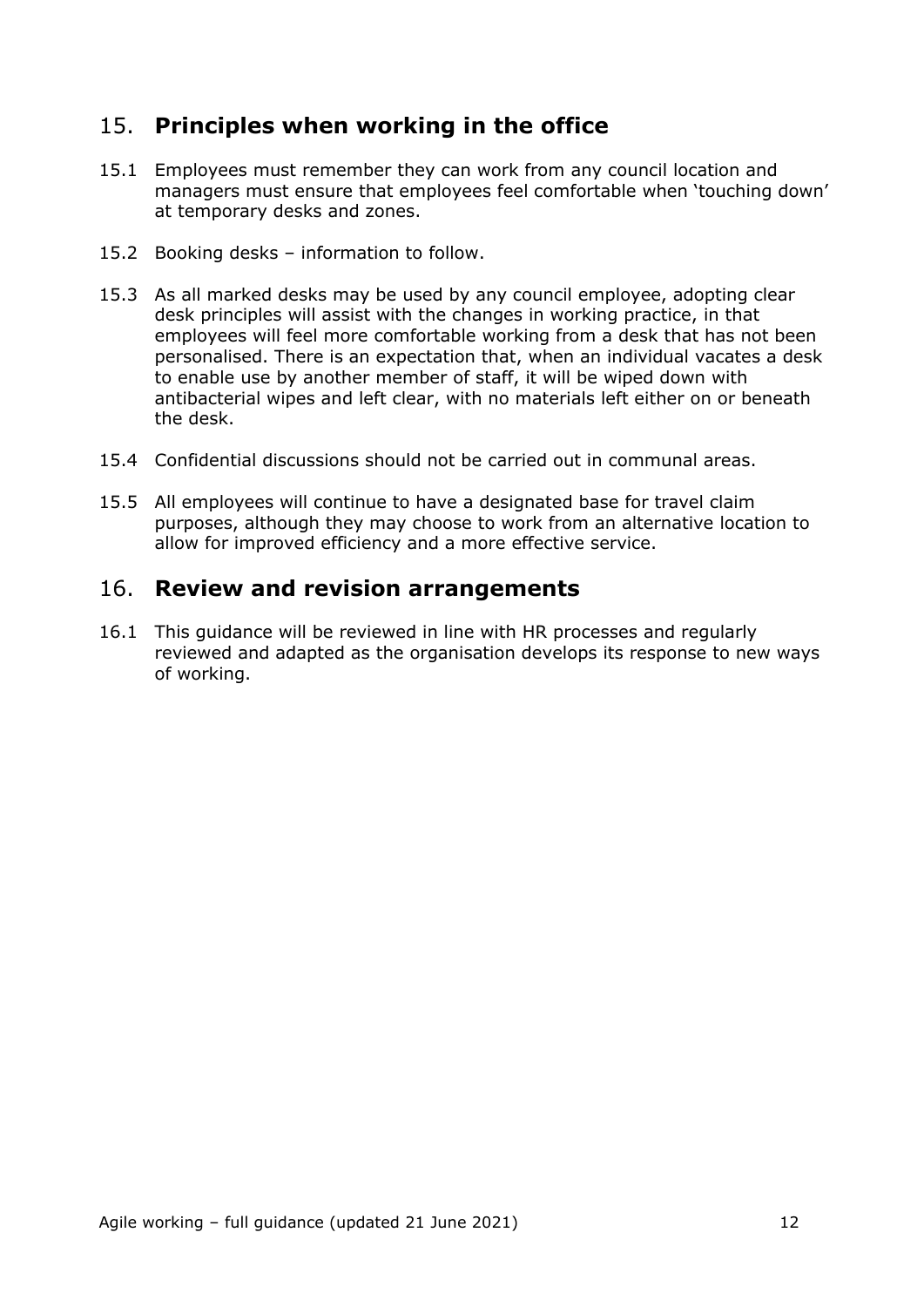## 15. **Principles when working in the office**

15.1 Employees must remember they can work from any council location and managers must ensure that employees feel comfortable when 'touching down' at temporary desks and zones.

15.2 Booking desks – information to follow.

15.3 As all marked desks may be used by any council employee, adopting clear desk principles will assist with the changes in working practice, in that employees will feel more comfortable working from a desk that has not been personalised. There is an expectation that, when an individual vacates a desk to enable use by another member of staff, it will be wiped down with antibacterial wipes and left clear, with no materials left either on or beneath the desk.

15.4 Confidential discussions should not be carried out in communal areas.

15.5 All employees will continue to have a designated base for travel claim purposes, although they may choose to work from an alternative location to allow for improved efficiency and a more effective service.

## 16. **Review and revision arrangements**

16.1 This guidance will be reviewed in line with HR processes and regularly reviewed and adapted as the organisation develops its response to new ways of working.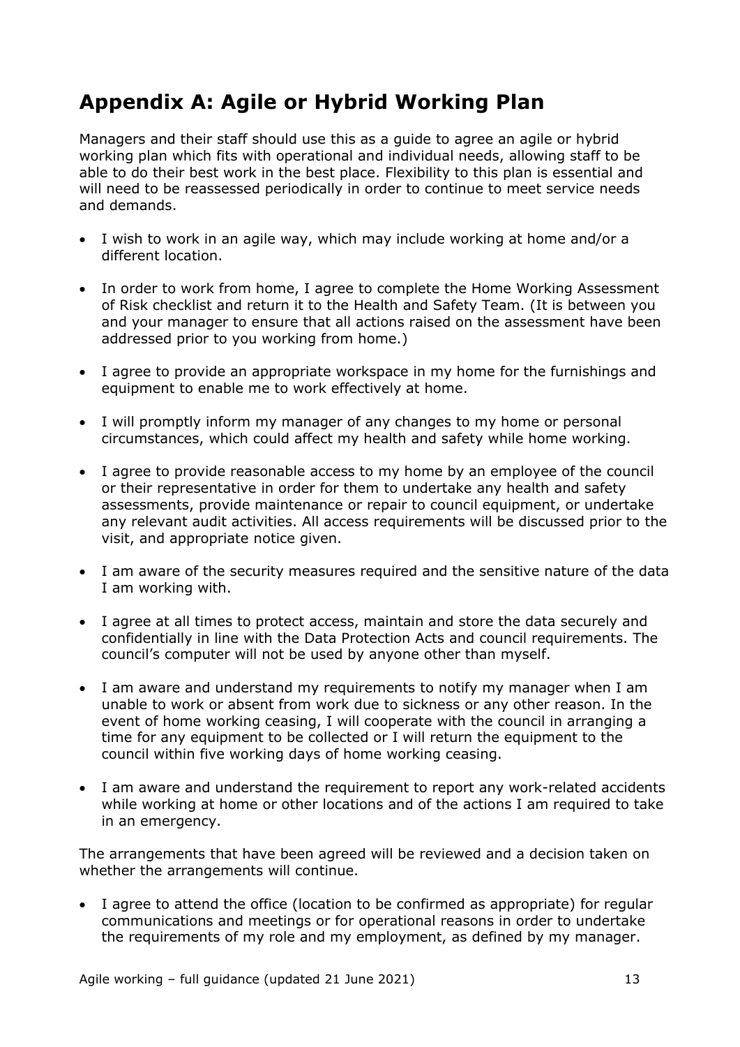## Appendix A: Agile or Hybrid Working Plan

Managers and their staff should use this as a guide to agree an agile or hybrid working plan which fits with operational and individual needs, allowing staff to be able to do their best work in the best place. Flexibility to this plan is essential and will need to be reassessed periodically in order to continue to meet service needs and demands.

- I wish to work in an agile way, which may include working at home and/or a different location.
- In order to work from home, I agree to complete the Home Working Assessment of Risk checklist and return it to the Health and Safety Team. (It is between you and your manager to ensure that all actions raised on the assessment have been addressed prior to you working from home.)
- I agree to provide an appropriate workspace in my home for the furnishings and equipment to enable me to work effectively at home.
- I will promptly inform my manager of any changes to my home or personal circumstances, which could affect my health and safety while home working.
- I agree to provide reasonable access to my home by an employee of the council or their representative in order for them to undertake any health and safety assessments, provide maintenance or repair to council equipment, or undertake any relevant audit activities. All access requirements will be discussed prior to the visit, and appropriate notice given.
- I am aware of the security measures required and the sensitive nature of the data I am working with.
- I agree at all times to protect access, maintain and store the data securely and confidentially in line with the Data Protection Acts and council requirements. The council's computer will not be used by anyone other than myself.
- I am aware and understand my requirements to notify my manager when I am unable to work or absent from work due to sickness or any other reason. In the event of home working ceasing, I will cooperate with the council in arranging a time for any equipment to be collected or I will return the equipment to the council within five working days of home working ceasing.
- I am aware and understand the requirement to report any work-related accidents while working at home or other locations and of the actions I am required to take in an emergency.

The arrangements that have been agreed will be reviewed and a decision taken on whether the arrangements will continue.

- I agree to attend the office (location to be confirmed as appropriate) for regular communications and meetings or for operational reasons in order to undertake the requirements of my role and my employment, as defined by my manager.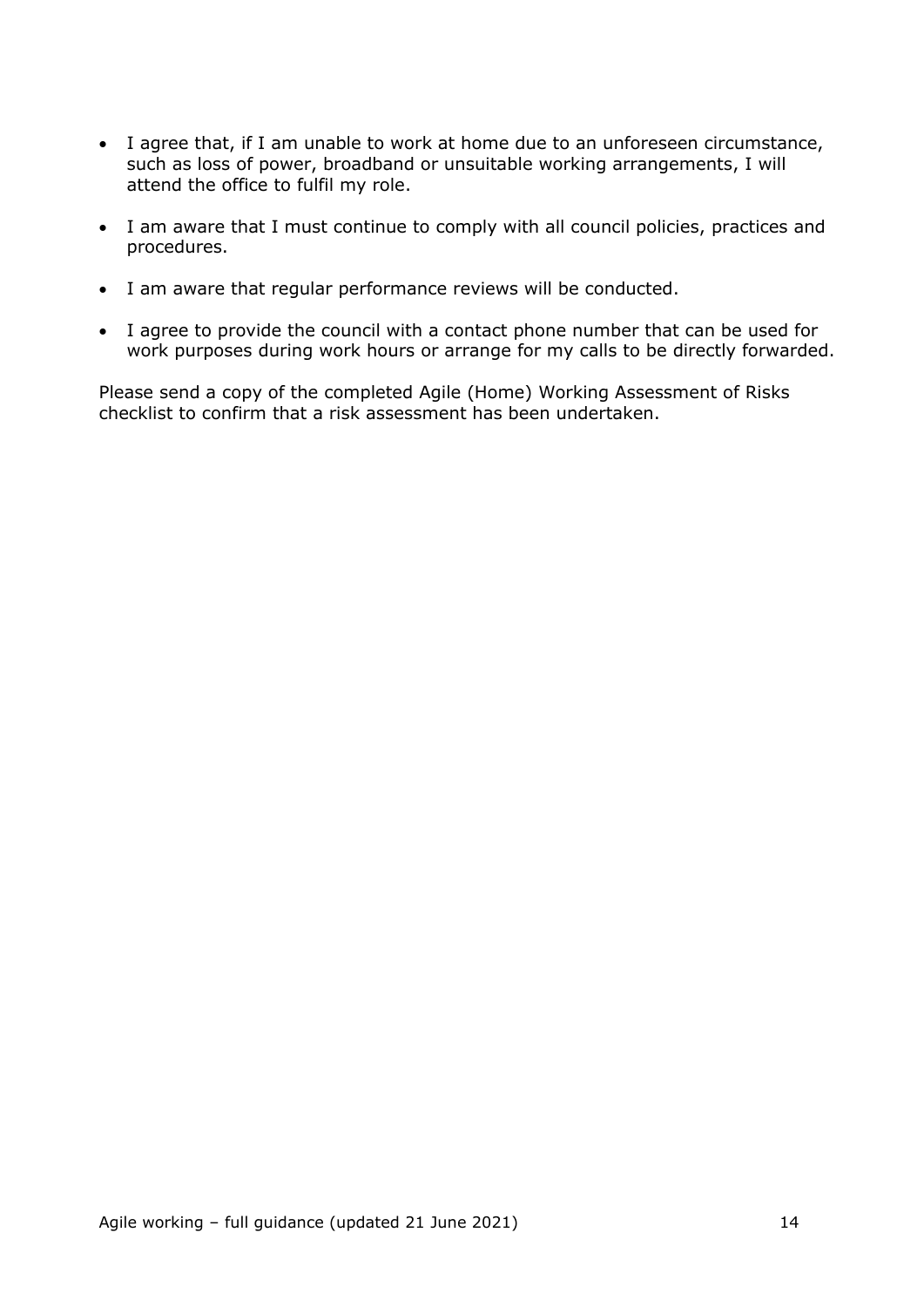- I agree that, if I am unable to work at home due to an unforeseen circumstance, such as loss of power, broadband or unsuitable working arrangements, I will attend the office to fulfil my role.
- I am aware that I must continue to comply with all council policies, practices and procedures.
- I am aware that regular performance reviews will be conducted.
- I agree to provide the council with a contact phone number that can be used for work purposes during work hours or arrange for my calls to be directly forwarded.

Please send a copy of the completed Agile (Home) Working Assessment of Risks checklist to confirm that a risk assessment has been undertaken.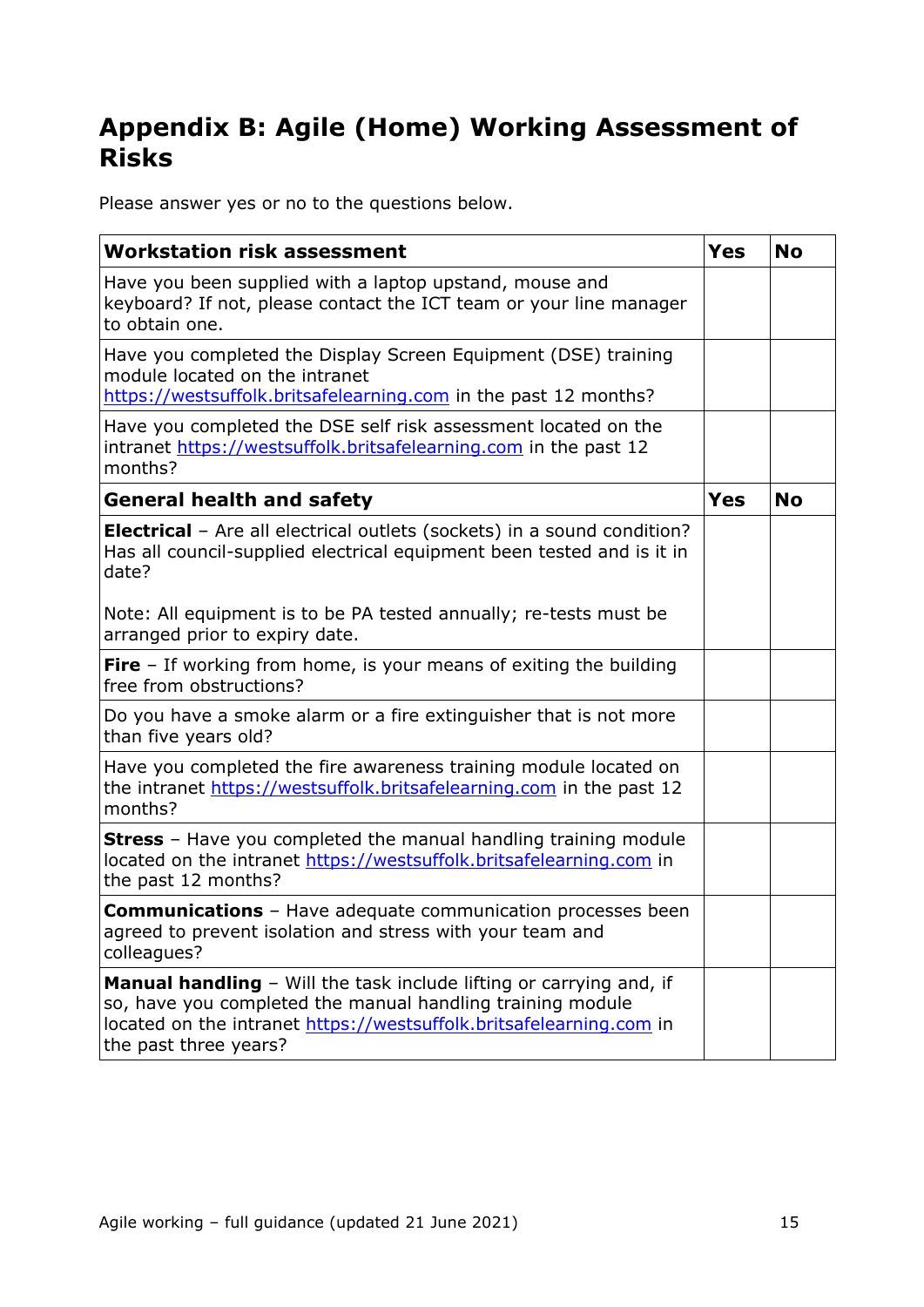## Appendix B: Agile (Home) Working Assessment of Risks

Please answer yes or no to the questions below.

| **Workstation risk assessment** | **Yes** | **No** |
|---|---|---|
| Have you been supplied with a laptop upstand, mouse and keyboard? If not, please contact the ICT team or your line manager to obtain one. | | |
| Have you completed the Display Screen Equipment (DSE) training module located on the intranet https://westsuffolk.britsafelearning.com in the past 12 months? | | |
| Have you completed the DSE self risk assessment located on the intranet https://westsuffolk.britsafelearning.com in the past 12 months? | | |
| **General health and safety** | **Yes** | **No** |
| **Electrical** – Are all electrical outlets (sockets) in a sound condition? Has all council-supplied electrical equipment been tested and is it in date?<br><br>Note: All equipment is to be PA tested annually; re-tests must be arranged prior to expiry date. | | |
| **Fire** – If working from home, is your means of exiting the building free from obstructions? | | |
| Do you have a smoke alarm or a fire extinguisher that is not more than five years old? | | |
| Have you completed the fire awareness training module located on the intranet https://westsuffolk.britsafelearning.com in the past 12 months? | | |
| **Stress** – Have you completed the manual handling training module located on the intranet https://westsuffolk.britsafelearning.com in the past 12 months? | | |
| **Communications** – Have adequate communication processes been agreed to prevent isolation and stress with your team and colleagues? | | |
| **Manual handling** – Will the task include lifting or carrying and, if so, have you completed the manual handling training module located on the intranet https://westsuffolk.britsafelearning.com in the past three years? | | |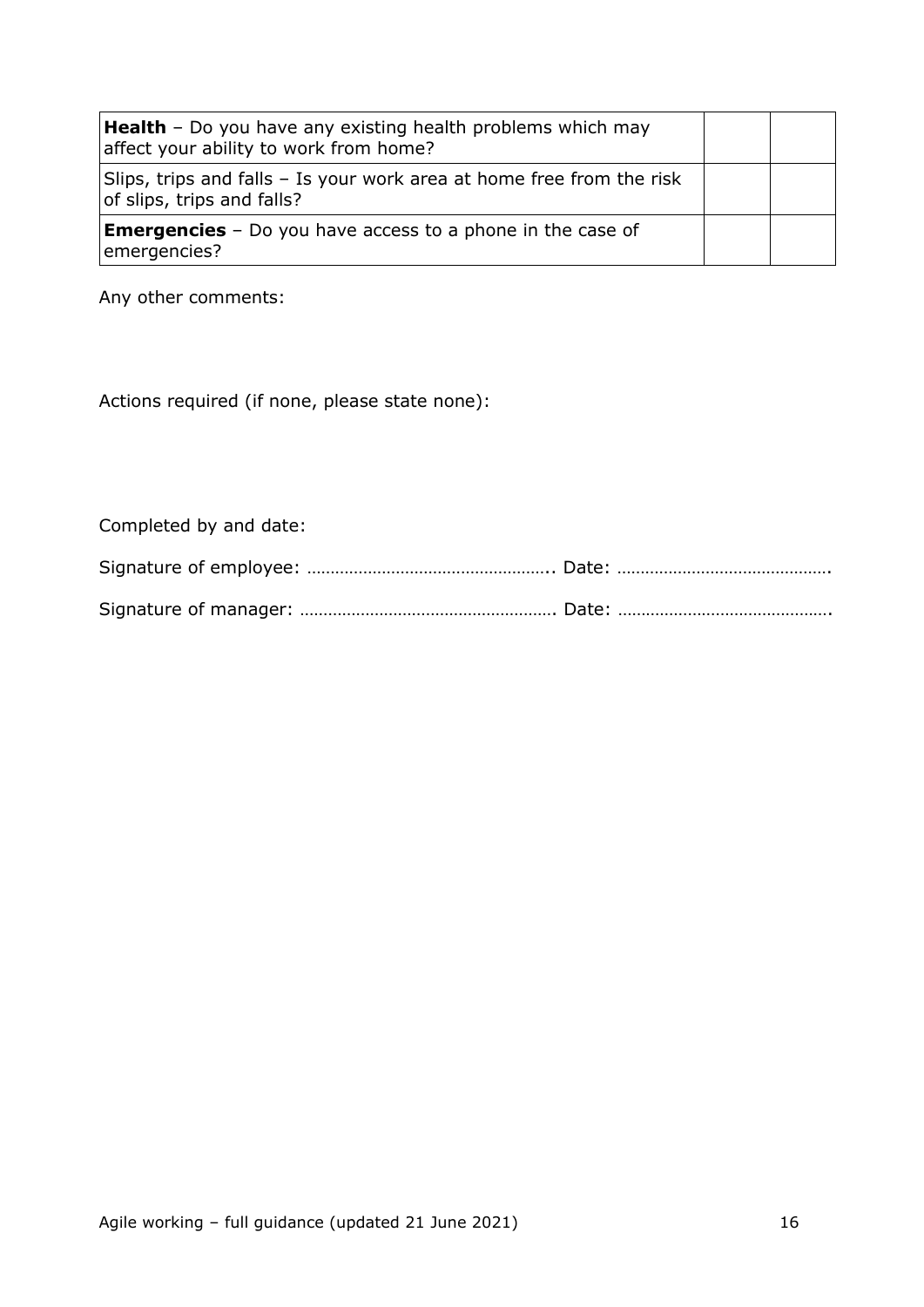| | | |
|---|---|---|
| **Health** – Do you have any existing health problems which may affect your ability to work from home? | | |
| Slips, trips and falls – Is your work area at home free from the risk of slips, trips and falls? | | |
| **Emergencies** – Do you have access to a phone in the case of emergencies? | | |

Any other comments:

Actions required (if none, please state none):

Completed by and date:

Signature of employee: ………………………………………….. Date: ……………………………………….

Signature of manager: ……………………………………………. Date: ……………………………………….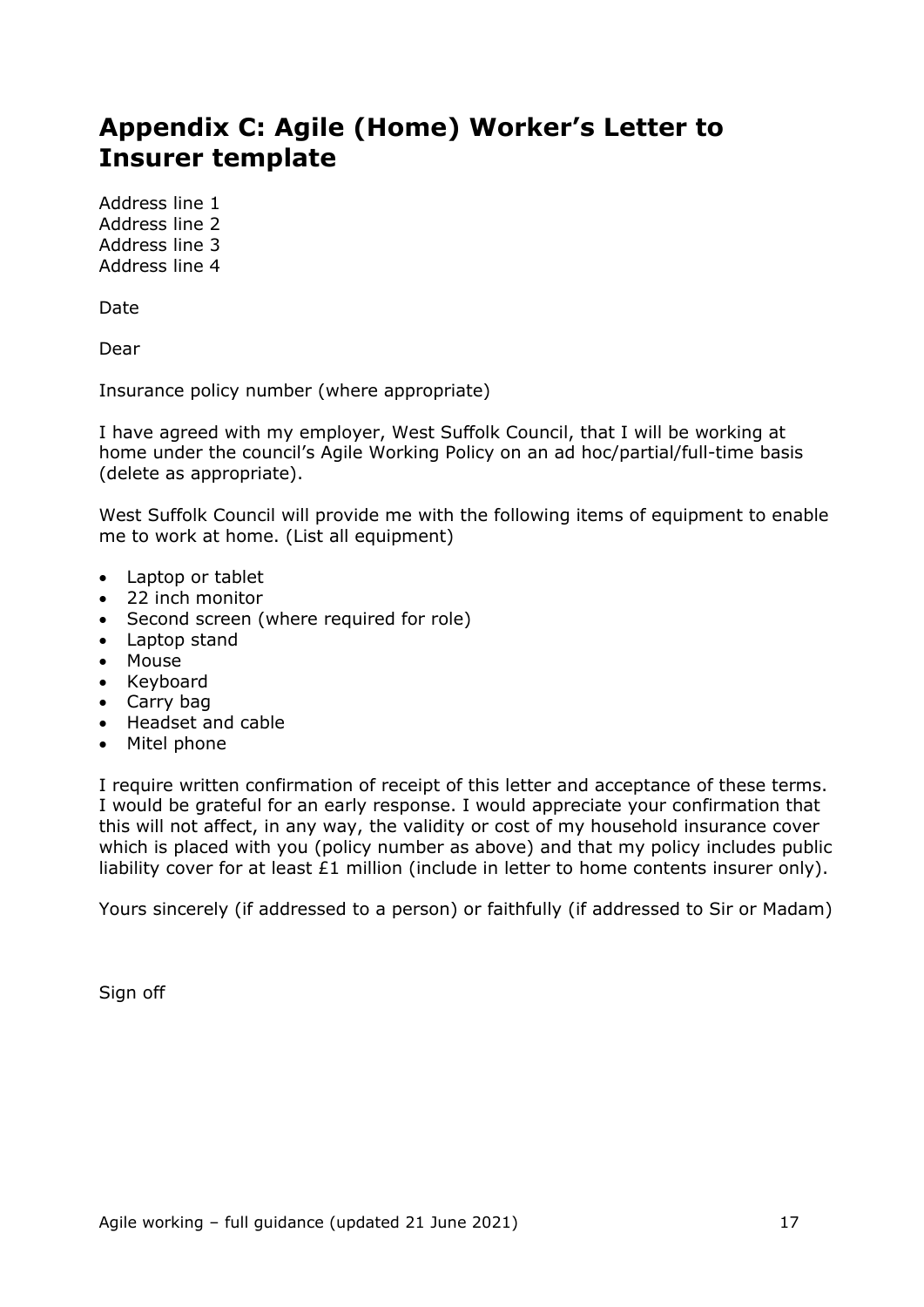# Appendix C: Agile (Home) Worker's Letter to Insurer template

Address line 1
Address line 2
Address line 3
Address line 4

Date

Dear

Insurance policy number (where appropriate)

I have agreed with my employer, West Suffolk Council, that I will be working at home under the council's Agile Working Policy on an ad hoc/partial/full-time basis (delete as appropriate).

West Suffolk Council will provide me with the following items of equipment to enable me to work at home. (List all equipment)

- Laptop or tablet
- 22 inch monitor
- Second screen (where required for role)
- Laptop stand
- Mouse
- Keyboard
- Carry bag
- Headset and cable
- Mitel phone

I require written confirmation of receipt of this letter and acceptance of these terms. I would be grateful for an early response. I would appreciate your confirmation that this will not affect, in any way, the validity or cost of my household insurance cover which is placed with you (policy number as above) and that my policy includes public liability cover for at least £1 million (include in letter to home contents insurer only).

Yours sincerely (if addressed to a person) or faithfully (if addressed to Sir or Madam)

Sign off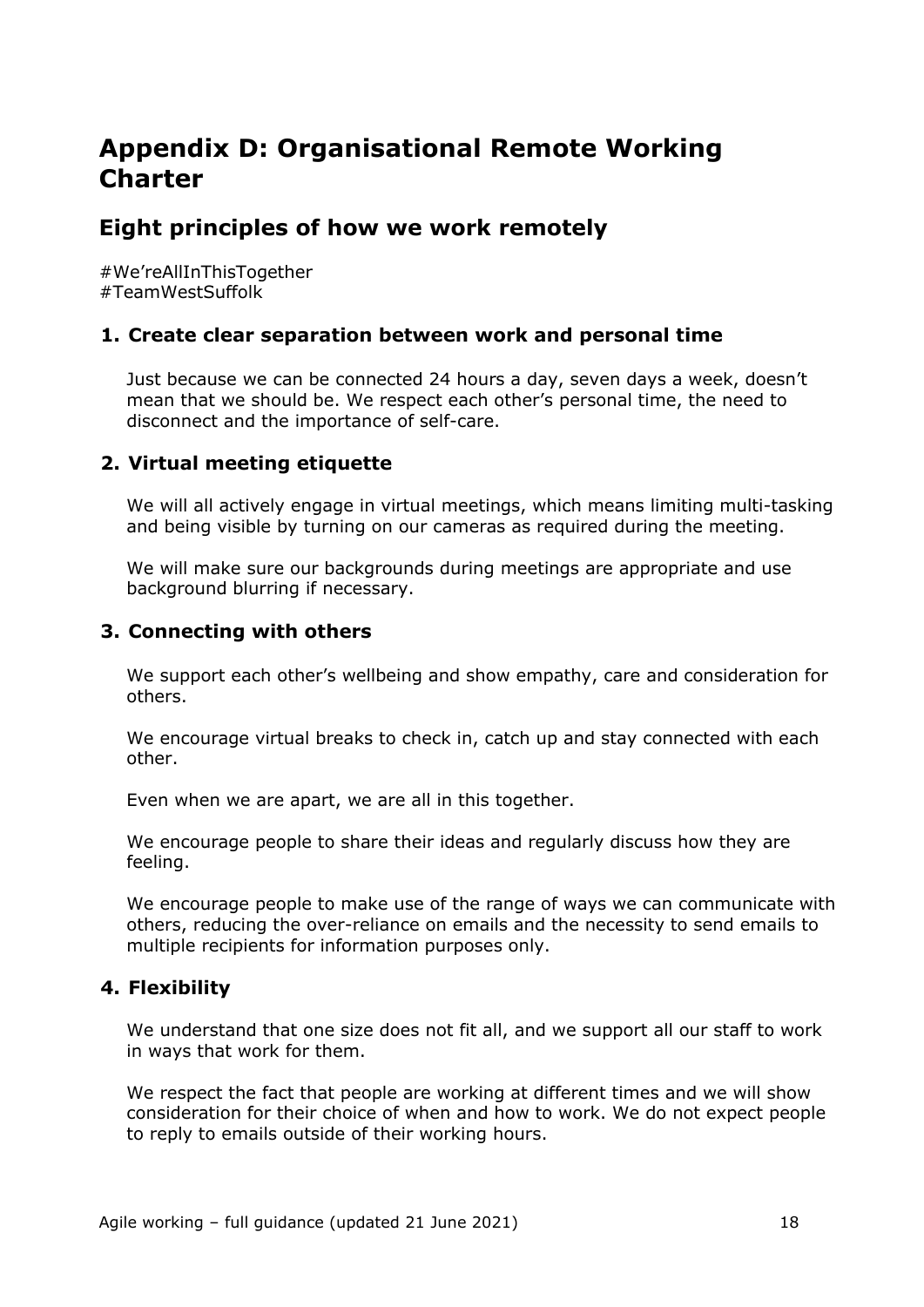# Appendix D: Organisational Remote Working Charter

## Eight principles of how we work remotely

#We'reAllInThisTogether
#TeamWestSuffolk

### 1. Create clear separation between work and personal time

Just because we can be connected 24 hours a day, seven days a week, doesn't mean that we should be. We respect each other's personal time, the need to disconnect and the importance of self-care.

### 2. Virtual meeting etiquette

We will all actively engage in virtual meetings, which means limiting multi-tasking and being visible by turning on our cameras as required during the meeting.

We will make sure our backgrounds during meetings are appropriate and use background blurring if necessary.

### 3. Connecting with others

We support each other's wellbeing and show empathy, care and consideration for others.

We encourage virtual breaks to check in, catch up and stay connected with each other.

Even when we are apart, we are all in this together.

We encourage people to share their ideas and regularly discuss how they are feeling.

We encourage people to make use of the range of ways we can communicate with others, reducing the over-reliance on emails and the necessity to send emails to multiple recipients for information purposes only.

### 4. Flexibility

We understand that one size does not fit all, and we support all our staff to work in ways that work for them.

We respect the fact that people are working at different times and we will show consideration for their choice of when and how to work. We do not expect people to reply to emails outside of their working hours.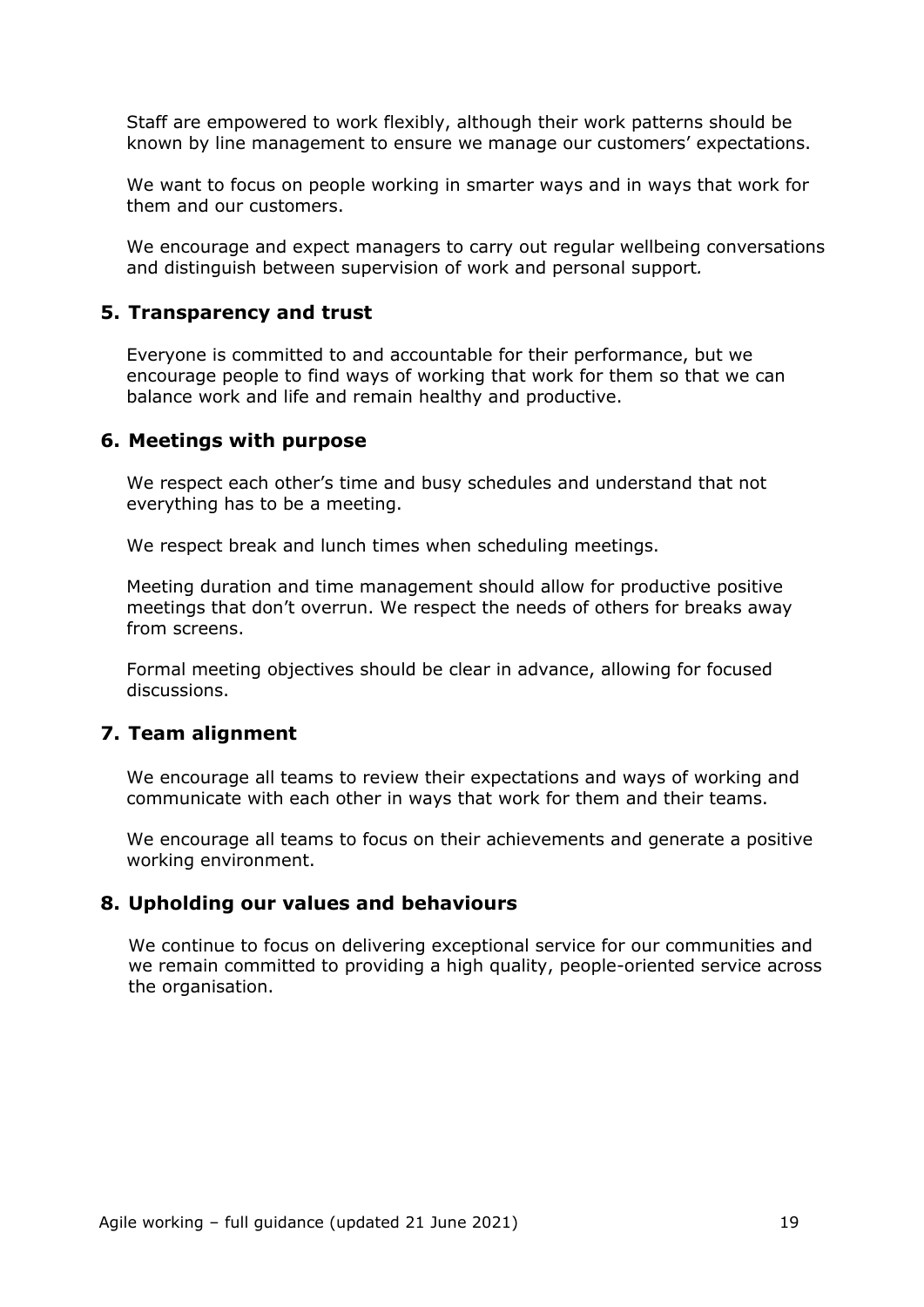Staff are empowered to work flexibly, although their work patterns should be known by line management to ensure we manage our customers' expectations.

We want to focus on people working in smarter ways and in ways that work for them and our customers.

We encourage and expect managers to carry out regular wellbeing conversations and distinguish between supervision of work and personal support*.*

## 5. Transparency and trust

Everyone is committed to and accountable for their performance, but we encourage people to find ways of working that work for them so that we can balance work and life and remain healthy and productive.

## 6. Meetings with purpose

We respect each other's time and busy schedules and understand that not everything has to be a meeting.

We respect break and lunch times when scheduling meetings.

Meeting duration and time management should allow for productive positive meetings that don't overrun. We respect the needs of others for breaks away from screens.

Formal meeting objectives should be clear in advance, allowing for focused discussions.

## 7. Team alignment

We encourage all teams to review their expectations and ways of working and communicate with each other in ways that work for them and their teams.

We encourage all teams to focus on their achievements and generate a positive working environment.

## 8. Upholding our values and behaviours

We continue to focus on delivering exceptional service for our communities and we remain committed to providing a high quality, people-oriented service across the organisation.